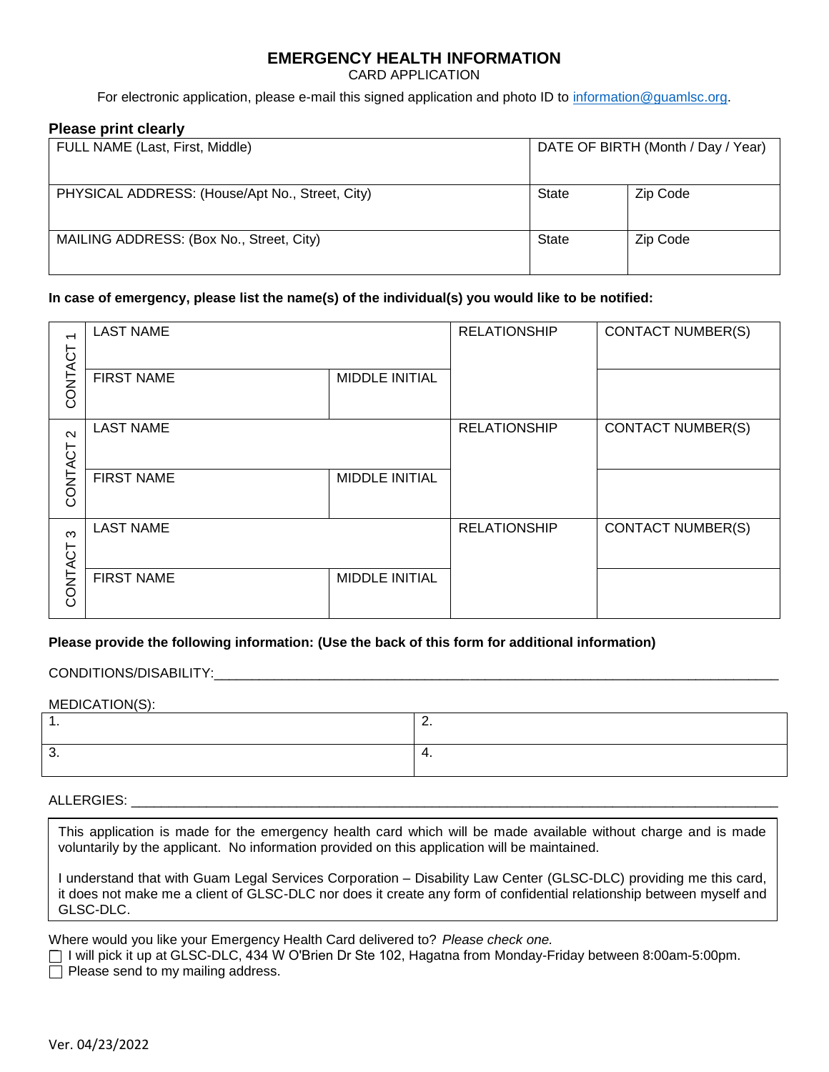# EMERGENCY HEALTH INFORMATION

CARD APPLICATION

For electronic application, please e-mail this signed application and photo ID to information@guamlsc.org.

**Please print clearly**

| FULL NAME (Last, First, Middle) | DATE OF BIRTH (Month / Day / Year) | |
|---|---|---|
| PHYSICAL ADDRESS: (House/Apt No., Street, City) | State | Zip Code |
| MAILING ADDRESS: (Box No., Street, City) | State | Zip Code |

**In case of emergency, please list the name(s) of the individual(s) you would like to be notified:**

| | | | | |
|---|---|---|---|---|
| CONTACT 1 | LAST NAME | | RELATIONSHIP | CONTACT NUMBER(S) |
| | FIRST NAME | MIDDLE INITIAL | | |
| CONTACT 2 | LAST NAME | | RELATIONSHIP | CONTACT NUMBER(S) |
| | FIRST NAME | MIDDLE INITIAL | | |
| CONTACT 3 | LAST NAME | | RELATIONSHIP | CONTACT NUMBER(S) |
| | FIRST NAME | MIDDLE INITIAL | | |

**Please provide the following information: (Use the back of this form for additional information)**

CONDITIONS/DISABILITY:\_\_\_\_\_\_\_\_\_\_\_\_\_\_\_\_\_\_\_\_\_\_\_\_\_\_\_\_\_\_\_\_\_\_\_\_\_\_\_\_\_\_\_\_\_\_\_\_\_\_\_\_\_\_\_\_\_\_\_\_\_\_\_\_\_\_\_\_\_\_\_\_\_\_

MEDICATION(S):

| | |
|---|---|
| 1. | 2. |
| 3. | 4. |

ALLERGIES: \_\_\_\_\_\_\_\_\_\_\_\_\_\_\_\_\_\_\_\_\_\_\_\_\_\_\_\_\_\_\_\_\_\_\_\_\_\_\_\_\_\_\_\_\_\_\_\_\_\_\_\_\_\_\_\_\_\_\_\_\_\_\_\_\_\_\_\_\_\_\_\_\_\_\_\_\_\_\_\_\_\_

This application is made for the emergency health card which will be made available without charge and is made voluntarily by the applicant. No information provided on this application will be maintained.

I understand that with Guam Legal Services Corporation – Disability Law Center (GLSC-DLC) providing me this card, it does not make me a client of GLSC-DLC nor does it create any form of confidential relationship between myself and GLSC-DLC.

Where would you like your Emergency Health Card delivered to? *Please check one.*

☐ I will pick it up at GLSC-DLC, 434 W O'Brien Dr Ste 102, Hagatna from Monday-Friday between 8:00am-5:00pm.

☐ Please send to my mailing address.

Ver. 04/23/2022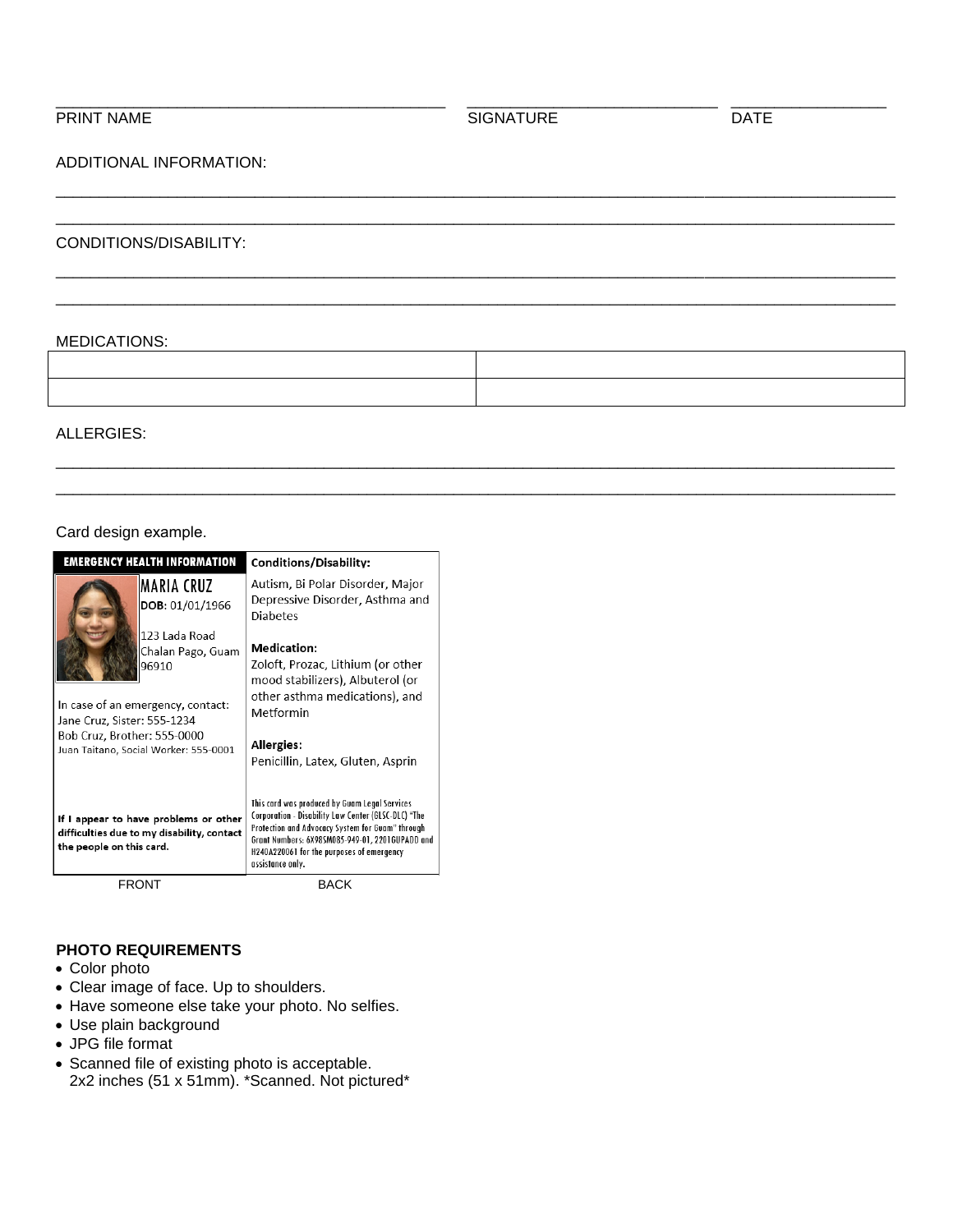______________________________ ______________________ ____________

PRINT NAME SIGNATURE DATE

ADDITIONAL INFORMATION:

_______________________________________________________________________________

_______________________________________________________________________________

CONDITIONS/DISABILITY:

_______________________________________________________________________________

_______________________________________________________________________________

MEDICATIONS:

| | |
|---|---|
| | |
| | |

ALLERGIES:

_______________________________________________________________________________

_______________________________________________________________________________

Card design example.

| **EMERGENCY HEALTH INFORMATION** | **Conditions/Disability:** |
|---|---|
| MARIA CRUZ<br>**DOB:** 01/01/1966<br><br>123 Lada Road<br>Chalan Pago, Guam<br>96910 | Autism, Bi Polar Disorder, Major Depressive Disorder, Asthma and Diabetes<br><br>**Medication:**<br>Zoloft, Prozac, Lithium (or other mood stabilizers), Albuterol (or other asthma medications), and Metformin |
| In case of an emergency, contact:<br>Jane Cruz, Sister: 555-1234<br>Bob Cruz, Brother: 555-0000<br>Juan Taitano, Social Worker: 555-0001 | **Allergies:**<br>Penicillin, Latex, Gluten, Asprin |
| **If I appear to have problems or other difficulties due to my disability, contact the people on this card.** | This card was produced by Guam Legal Services Corporation - Disability Law Center (GLSC-DLC) "The Protection and Advocacy System for Guam" through Grant Numbers: 6X98SM085-949-01, 2201GUPADD and H240A220061 for the purposes of emergency assistance only. |
| FRONT | BACK |

**PHOTO REQUIREMENTS**

- Color photo
- Clear image of face. Up to shoulders.
- Have someone else take your photo. No selfies.
- Use plain background
- JPG file format
- Scanned file of existing photo is acceptable.
  2x2 inches (51 x 51mm). *Scanned. Not pictured*